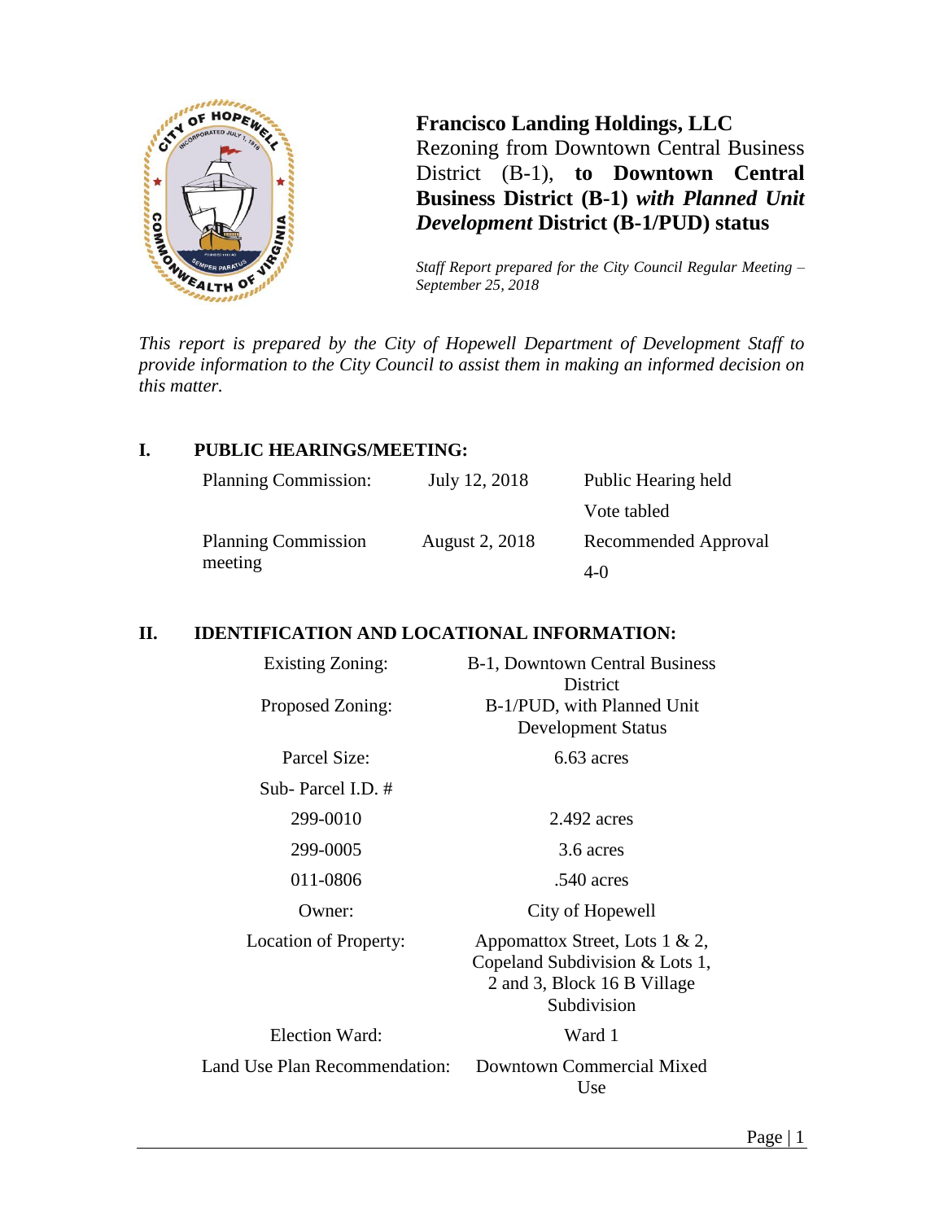**Francisco Landing Holdings, LLC**
Rezoning from Downtown Central Business District (B-1), **to Downtown Central Business District (B-1) *with Planned Unit Development* District (B-1/PUD) status**

*Staff Report prepared for the City Council Regular Meeting – September 25, 2018*

*This report is prepared by the City of Hopewell Department of Development Staff to provide information to the City Council to assist them in making an informed decision on this matter.*

## I. PUBLIC HEARINGS/MEETING:

| | | |
|---|---|---|
| Planning Commission: | July 12, 2018 | Public Hearing held<br>Vote tabled |
| Planning Commission meeting | August 2, 2018 | Recommended Approval<br>4-0 |

## II. IDENTIFICATION AND LOCATIONAL INFORMATION:

| | |
|---|---|
| Existing Zoning: | B-1, Downtown Central Business District |
| Proposed Zoning: | B-1/PUD, with Planned Unit Development Status |
| Parcel Size: | 6.63 acres |
| Sub- Parcel I.D. # | |
| 299-0010 | 2.492 acres |
| 299-0005 | 3.6 acres |
| 011-0806 | .540 acres |
| Owner: | City of Hopewell |
| Location of Property: | Appomattox Street, Lots 1 & 2, Copeland Subdivision & Lots 1, 2 and 3, Block 16 B Village Subdivision |
| Election Ward: | Ward 1 |
| Land Use Plan Recommendation: | Downtown Commercial Mixed Use |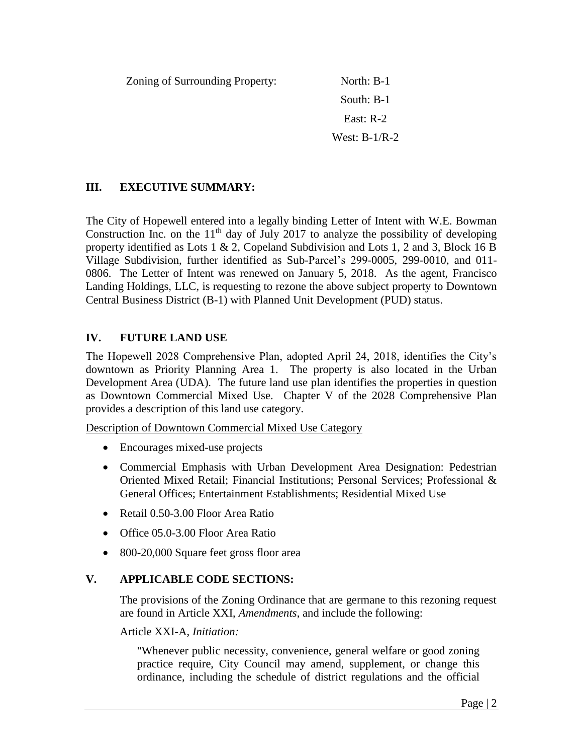Zoning of Surrounding Property: North: B-1
South: B-1
East: R-2
West: B-1/R-2

## III. EXECUTIVE SUMMARY:

The City of Hopewell entered into a legally binding Letter of Intent with W.E. Bowman Construction Inc. on the 11th day of July 2017 to analyze the possibility of developing property identified as Lots 1 & 2, Copeland Subdivision and Lots 1, 2 and 3, Block 16 B Village Subdivision, further identified as Sub-Parcel's 299-0005, 299-0010, and 011-0806. The Letter of Intent was renewed on January 5, 2018. As the agent, Francisco Landing Holdings, LLC, is requesting to rezone the above subject property to Downtown Central Business District (B-1) with Planned Unit Development (PUD) status.

## IV. FUTURE LAND USE

The Hopewell 2028 Comprehensive Plan, adopted April 24, 2018, identifies the City's downtown as Priority Planning Area 1. The property is also located in the Urban Development Area (UDA). The future land use plan identifies the properties in question as Downtown Commercial Mixed Use. Chapter V of the 2028 Comprehensive Plan provides a description of this land use category.

Description of Downtown Commercial Mixed Use Category

- Encourages mixed-use projects
- Commercial Emphasis with Urban Development Area Designation: Pedestrian Oriented Mixed Retail; Financial Institutions; Personal Services; Professional & General Offices; Entertainment Establishments; Residential Mixed Use
- Retail 0.50-3.00 Floor Area Ratio
- Office 05.0-3.00 Floor Area Ratio
- 800-20,000 Square feet gross floor area

## V. APPLICABLE CODE SECTIONS:

The provisions of the Zoning Ordinance that are germane to this rezoning request are found in Article XXI, *Amendments*, and include the following:

Article XXI-A, *Initiation:*

> "Whenever public necessity, convenience, general welfare or good zoning practice require, City Council may amend, supplement, or change this ordinance, including the schedule of district regulations and the official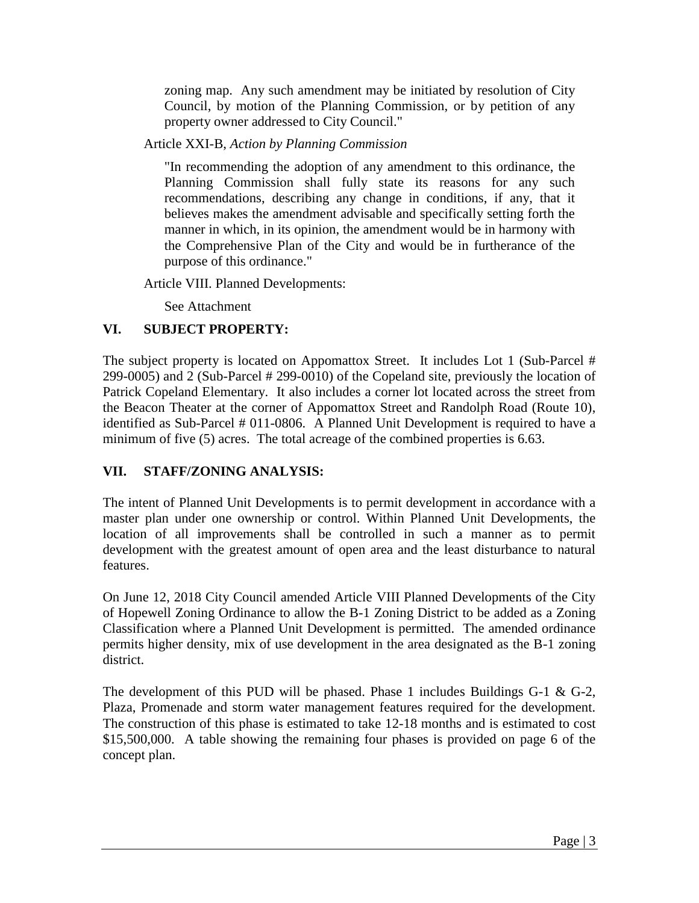zoning map. Any such amendment may be initiated by resolution of City Council, by motion of the Planning Commission, or by petition of any property owner addressed to City Council."

Article XXI-B, *Action by Planning Commission*

"In recommending the adoption of any amendment to this ordinance, the Planning Commission shall fully state its reasons for any such recommendations, describing any change in conditions, if any, that it believes makes the amendment advisable and specifically setting forth the manner in which, in its opinion, the amendment would be in harmony with the Comprehensive Plan of the City and would be in furtherance of the purpose of this ordinance."

Article VIII. Planned Developments:

See Attachment

## VI. SUBJECT PROPERTY:

The subject property is located on Appomattox Street. It includes Lot 1 (Sub-Parcel # 299-0005) and 2 (Sub-Parcel # 299-0010) of the Copeland site, previously the location of Patrick Copeland Elementary. It also includes a corner lot located across the street from the Beacon Theater at the corner of Appomattox Street and Randolph Road (Route 10), identified as Sub-Parcel # 011-0806. A Planned Unit Development is required to have a minimum of five (5) acres. The total acreage of the combined properties is 6.63.

## VII. STAFF/ZONING ANALYSIS:

The intent of Planned Unit Developments is to permit development in accordance with a master plan under one ownership or control. Within Planned Unit Developments, the location of all improvements shall be controlled in such a manner as to permit development with the greatest amount of open area and the least disturbance to natural features.

On June 12, 2018 City Council amended Article VIII Planned Developments of the City of Hopewell Zoning Ordinance to allow the B-1 Zoning District to be added as a Zoning Classification where a Planned Unit Development is permitted. The amended ordinance permits higher density, mix of use development in the area designated as the B-1 zoning district.

The development of this PUD will be phased. Phase 1 includes Buildings G-1 & G-2, Plaza, Promenade and storm water management features required for the development. The construction of this phase is estimated to take 12-18 months and is estimated to cost $15,500,000. A table showing the remaining four phases is provided on page 6 of the concept plan.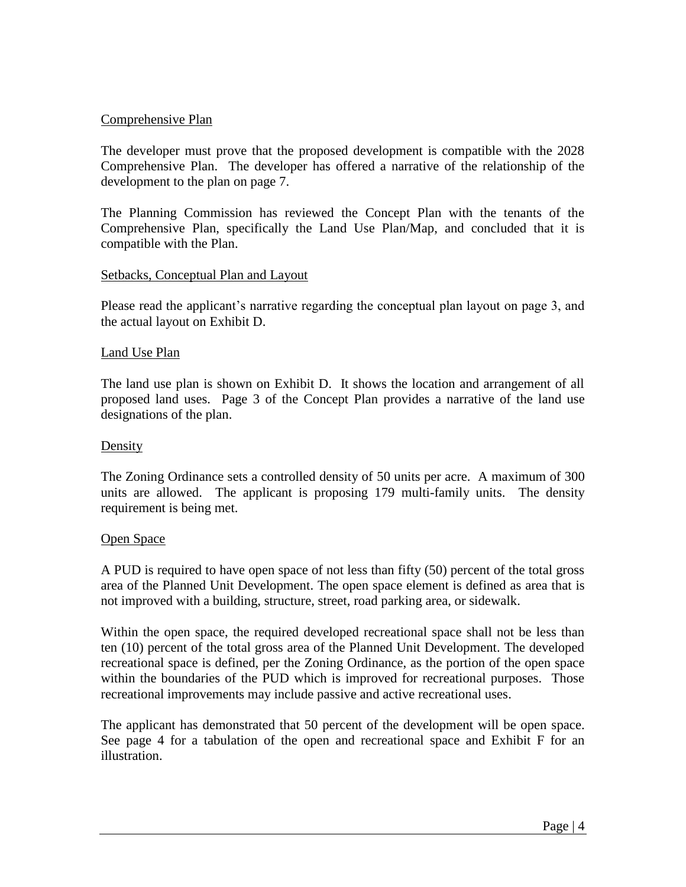Comprehensive Plan

The developer must prove that the proposed development is compatible with the 2028 Comprehensive Plan. The developer has offered a narrative of the relationship of the development to the plan on page 7.

The Planning Commission has reviewed the Concept Plan with the tenants of the Comprehensive Plan, specifically the Land Use Plan/Map, and concluded that it is compatible with the Plan.

Setbacks, Conceptual Plan and Layout

Please read the applicant's narrative regarding the conceptual plan layout on page 3, and the actual layout on Exhibit D.

Land Use Plan

The land use plan is shown on Exhibit D. It shows the location and arrangement of all proposed land uses. Page 3 of the Concept Plan provides a narrative of the land use designations of the plan.

Density

The Zoning Ordinance sets a controlled density of 50 units per acre. A maximum of 300 units are allowed. The applicant is proposing 179 multi-family units. The density requirement is being met.

Open Space

A PUD is required to have open space of not less than fifty (50) percent of the total gross area of the Planned Unit Development. The open space element is defined as area that is not improved with a building, structure, street, road parking area, or sidewalk.

Within the open space, the required developed recreational space shall not be less than ten (10) percent of the total gross area of the Planned Unit Development. The developed recreational space is defined, per the Zoning Ordinance, as the portion of the open space within the boundaries of the PUD which is improved for recreational purposes. Those recreational improvements may include passive and active recreational uses.

The applicant has demonstrated that 50 percent of the development will be open space. See page 4 for a tabulation of the open and recreational space and Exhibit F for an illustration.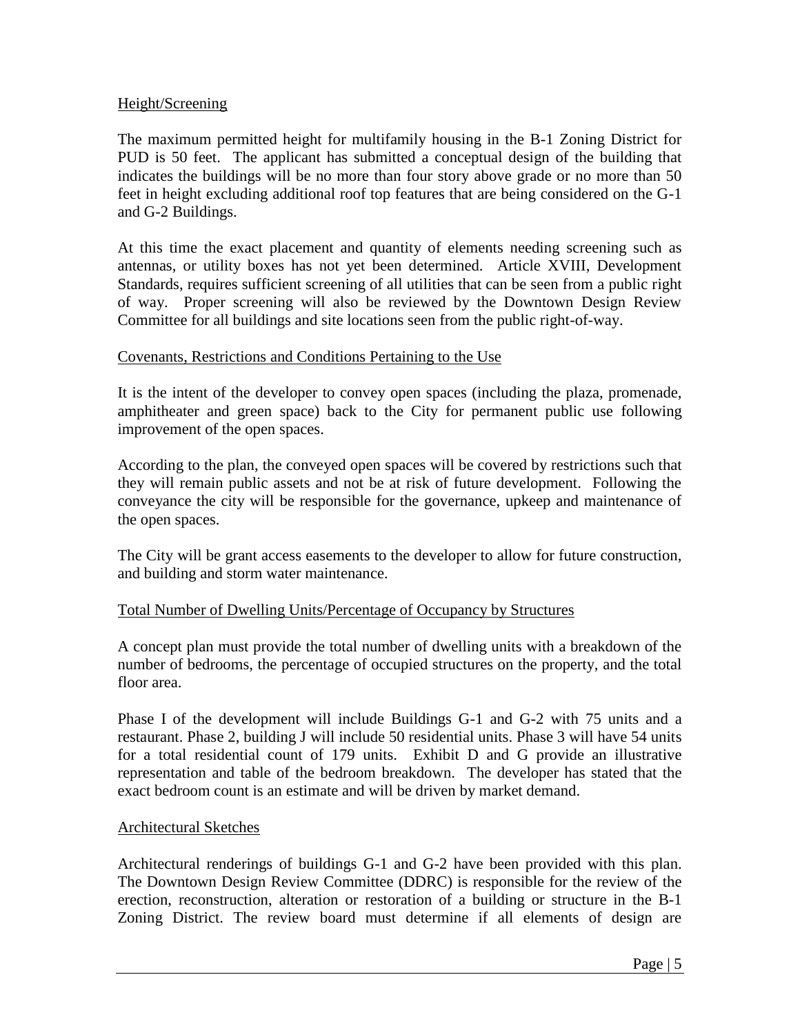Height/Screening

The maximum permitted height for multifamily housing in the B-1 Zoning District for PUD is 50 feet. The applicant has submitted a conceptual design of the building that indicates the buildings will be no more than four story above grade or no more than 50 feet in height excluding additional roof top features that are being considered on the G-1 and G-2 Buildings.

At this time the exact placement and quantity of elements needing screening such as antennas, or utility boxes has not yet been determined. Article XVIII, Development Standards, requires sufficient screening of all utilities that can be seen from a public right of way. Proper screening will also be reviewed by the Downtown Design Review Committee for all buildings and site locations seen from the public right-of-way.

Covenants, Restrictions and Conditions Pertaining to the Use

It is the intent of the developer to convey open spaces (including the plaza, promenade, amphitheater and green space) back to the City for permanent public use following improvement of the open spaces.

According to the plan, the conveyed open spaces will be covered by restrictions such that they will remain public assets and not be at risk of future development. Following the conveyance the city will be responsible for the governance, upkeep and maintenance of the open spaces.

The City will be grant access easements to the developer to allow for future construction, and building and storm water maintenance.

Total Number of Dwelling Units/Percentage of Occupancy by Structures

A concept plan must provide the total number of dwelling units with a breakdown of the number of bedrooms, the percentage of occupied structures on the property, and the total floor area.

Phase I of the development will include Buildings G-1 and G-2 with 75 units and a restaurant. Phase 2, building J will include 50 residential units. Phase 3 will have 54 units for a total residential count of 179 units. Exhibit D and G provide an illustrative representation and table of the bedroom breakdown. The developer has stated that the exact bedroom count is an estimate and will be driven by market demand.

Architectural Sketches

Architectural renderings of buildings G-1 and G-2 have been provided with this plan. The Downtown Design Review Committee (DDRC) is responsible for the review of the erection, reconstruction, alteration or restoration of a building or structure in the B-1 Zoning District. The review board must determine if all elements of design are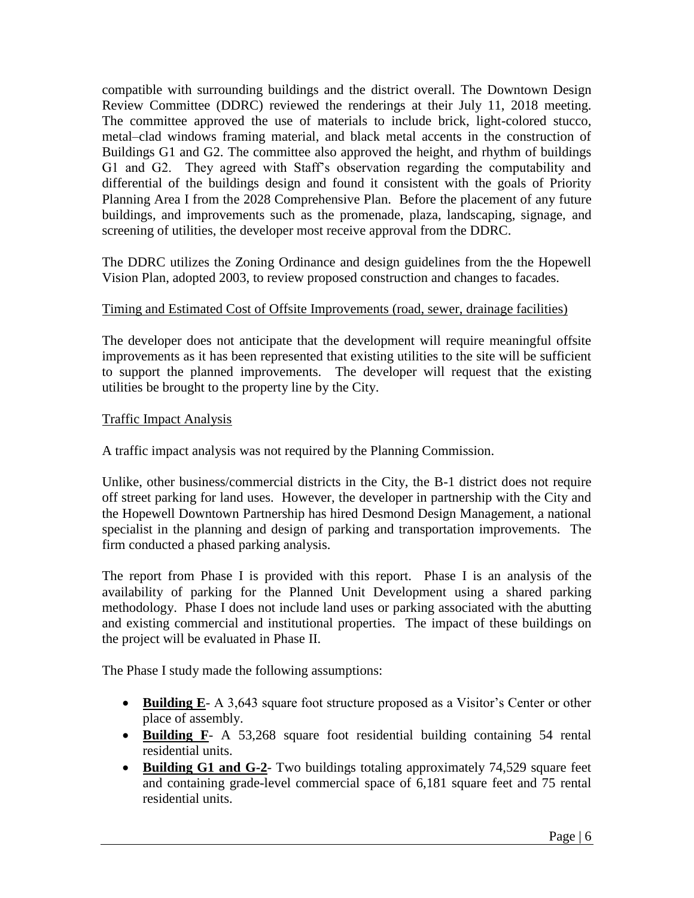compatible with surrounding buildings and the district overall. The Downtown Design Review Committee (DDRC) reviewed the renderings at their July 11, 2018 meeting. The committee approved the use of materials to include brick, light-colored stucco, metal–clad windows framing material, and black metal accents in the construction of Buildings G1 and G2. The committee also approved the height, and rhythm of buildings G1 and G2. They agreed with Staff's observation regarding the computability and differential of the buildings design and found it consistent with the goals of Priority Planning Area I from the 2028 Comprehensive Plan. Before the placement of any future buildings, and improvements such as the promenade, plaza, landscaping, signage, and screening of utilities, the developer most receive approval from the DDRC.

The DDRC utilizes the Zoning Ordinance and design guidelines from the the Hopewell Vision Plan, adopted 2003, to review proposed construction and changes to facades.

<u>Timing and Estimated Cost of Offsite Improvements (road, sewer, drainage facilities)</u>

The developer does not anticipate that the development will require meaningful offsite improvements as it has been represented that existing utilities to the site will be sufficient to support the planned improvements. The developer will request that the existing utilities be brought to the property line by the City.

<u>Traffic Impact Analysis</u>

A traffic impact analysis was not required by the Planning Commission.

Unlike, other business/commercial districts in the City, the B-1 district does not require off street parking for land uses. However, the developer in partnership with the City and the Hopewell Downtown Partnership has hired Desmond Design Management, a national specialist in the planning and design of parking and transportation improvements. The firm conducted a phased parking analysis.

The report from Phase I is provided with this report. Phase I is an analysis of the availability of parking for the Planned Unit Development using a shared parking methodology. Phase I does not include land uses or parking associated with the abutting and existing commercial and institutional properties. The impact of these buildings on the project will be evaluated in Phase II.

The Phase I study made the following assumptions:

- **<u>Building E</u>**- A 3,643 square foot structure proposed as a Visitor's Center or other place of assembly.
- **<u>Building F</u>**- A 53,268 square foot residential building containing 54 rental residential units.
- **<u>Building G1 and G-2</u>**- Two buildings totaling approximately 74,529 square feet and containing grade-level commercial space of 6,181 square feet and 75 rental residential units.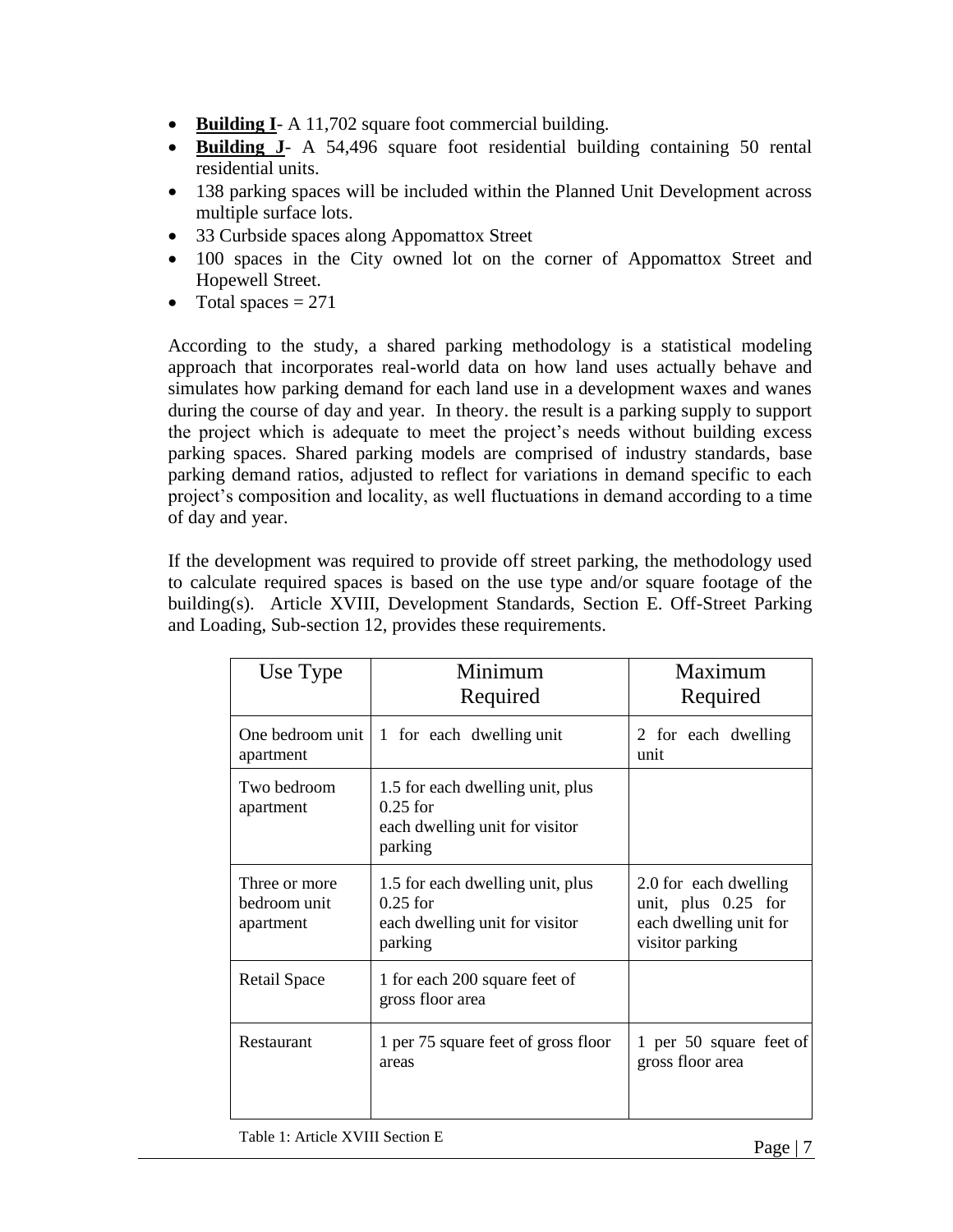- **Building I**- A 11,702 square foot commercial building.
- **Building J**- A 54,496 square foot residential building containing 50 rental residential units.
- 138 parking spaces will be included within the Planned Unit Development across multiple surface lots.
- 33 Curbside spaces along Appomattox Street
- 100 spaces in the City owned lot on the corner of Appomattox Street and Hopewell Street.
- Total spaces = 271

According to the study, a shared parking methodology is a statistical modeling approach that incorporates real-world data on how land uses actually behave and simulates how parking demand for each land use in a development waxes and wanes during the course of day and year. In theory. the result is a parking supply to support the project which is adequate to meet the project's needs without building excess parking spaces. Shared parking models are comprised of industry standards, base parking demand ratios, adjusted to reflect for variations in demand specific to each project's composition and locality, as well fluctuations in demand according to a time of day and year.

If the development was required to provide off street parking, the methodology used to calculate required spaces is based on the use type and/or square footage of the building(s). Article XVIII, Development Standards, Section E. Off-Street Parking and Loading, Sub-section 12, provides these requirements.

| Use Type | Minimum Required | Maximum Required |
|---|---|---|
| One bedroom unit apartment | 1 for each dwelling unit | 2 for each dwelling unit |
| Two bedroom apartment | 1.5 for each dwelling unit, plus 0.25 for each dwelling unit for visitor parking | |
| Three or more bedroom unit apartment | 1.5 for each dwelling unit, plus 0.25 for each dwelling unit for visitor parking | 2.0 for each dwelling unit, plus 0.25 for each dwelling unit for visitor parking |
| Retail Space | 1 for each 200 square feet of gross floor area | |
| Restaurant | 1 per 75 square feet of gross floor areas | 1 per 50 square feet of gross floor area |

Table 1: Article XVIII Section E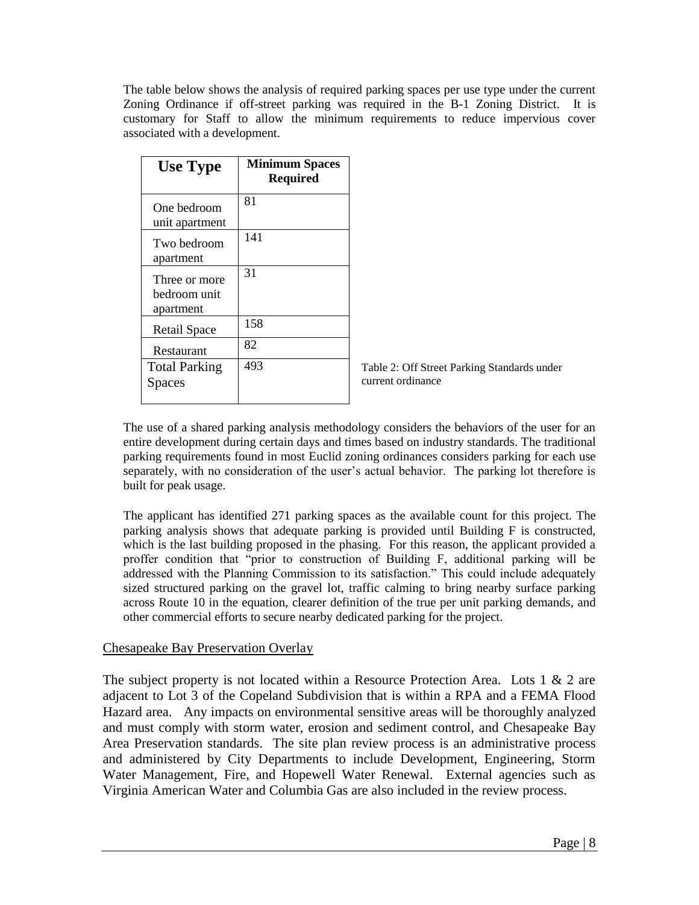The table below shows the analysis of required parking spaces per use type under the current Zoning Ordinance if off-street parking was required in the B-1 Zoning District. It is customary for Staff to allow the minimum requirements to reduce impervious cover associated with a development.

| Use Type | Minimum Spaces Required |
|---|---|
| One bedroom unit apartment | 81 |
| Two bedroom apartment | 141 |
| Three or more bedroom unit apartment | 31 |
| Retail Space | 158 |
| Restaurant | 82 |
| Total Parking Spaces | 493 |

Table 2: Off Street Parking Standards under current ordinance

The use of a shared parking analysis methodology considers the behaviors of the user for an entire development during certain days and times based on industry standards. The traditional parking requirements found in most Euclid zoning ordinances considers parking for each use separately, with no consideration of the user's actual behavior. The parking lot therefore is built for peak usage.

The applicant has identified 271 parking spaces as the available count for this project. The parking analysis shows that adequate parking is provided until Building F is constructed, which is the last building proposed in the phasing. For this reason, the applicant provided a proffer condition that "prior to construction of Building F, additional parking will be addressed with the Planning Commission to its satisfaction." This could include adequately sized structured parking on the gravel lot, traffic calming to bring nearby surface parking across Route 10 in the equation, clearer definition of the true per unit parking demands, and other commercial efforts to secure nearby dedicated parking for the project.

## Chesapeake Bay Preservation Overlay

The subject property is not located within a Resource Protection Area. Lots 1 & 2 are adjacent to Lot 3 of the Copeland Subdivision that is within a RPA and a FEMA Flood Hazard area. Any impacts on environmental sensitive areas will be thoroughly analyzed and must comply with storm water, erosion and sediment control, and Chesapeake Bay Area Preservation standards. The site plan review process is an administrative process and administered by City Departments to include Development, Engineering, Storm Water Management, Fire, and Hopewell Water Renewal. External agencies such as Virginia American Water and Columbia Gas are also included in the review process.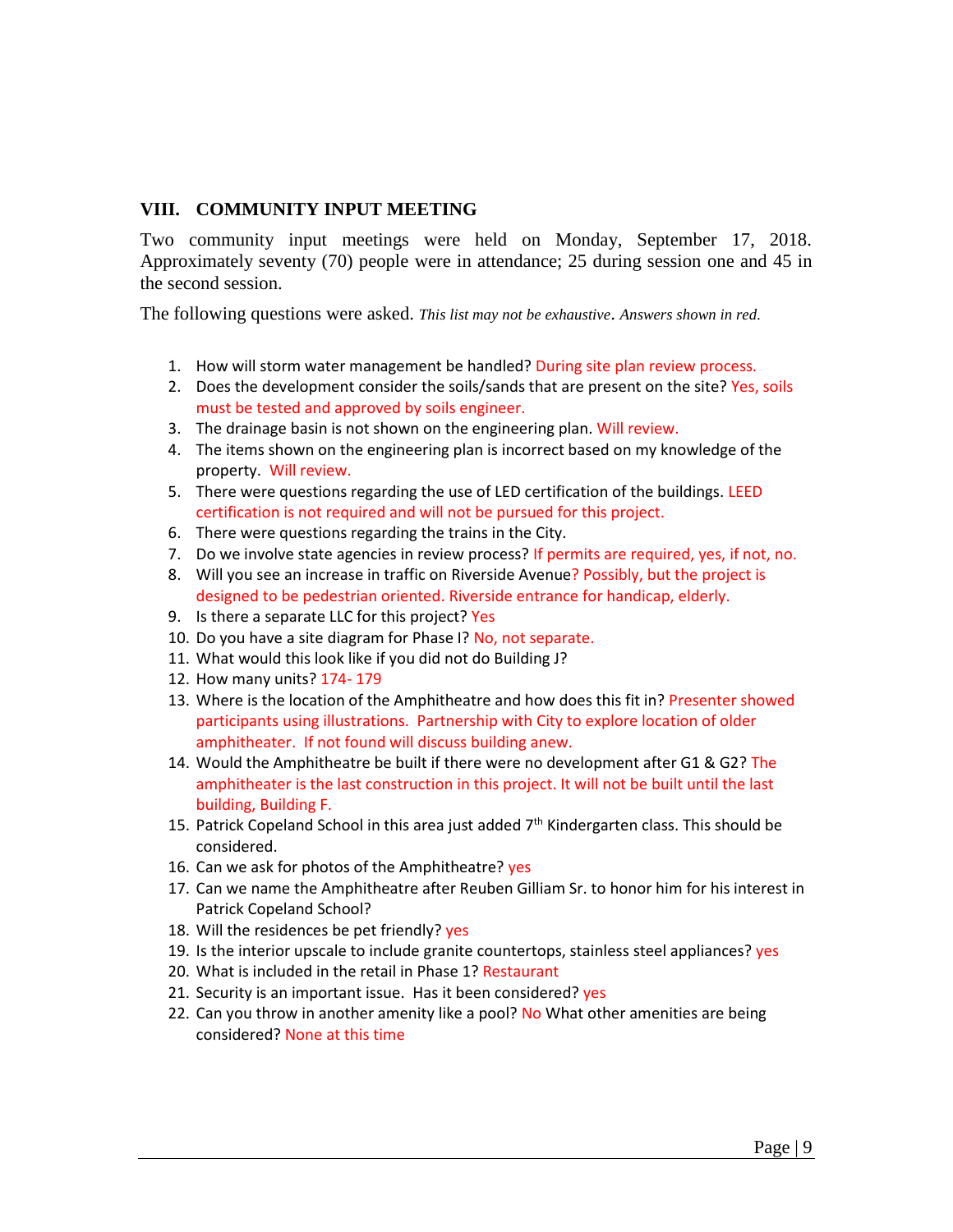## VIII. COMMUNITY INPUT MEETING

Two community input meetings were held on Monday, September 17, 2018. Approximately seventy (70) people were in attendance; 25 during session one and 45 in the second session.

The following questions were asked. *This list may not be exhaustive*. *Answers shown in red.*

1. How will storm water management be handled? During site plan review process.
2. Does the development consider the soils/sands that are present on the site? Yes, soils must be tested and approved by soils engineer.
3. The drainage basin is not shown on the engineering plan. Will review.
4. The items shown on the engineering plan is incorrect based on my knowledge of the property. Will review.
5. There were questions regarding the use of LED certification of the buildings. LEED certification is not required and will not be pursued for this project.
6. There were questions regarding the trains in the City.
7. Do we involve state agencies in review process? If permits are required, yes, if not, no.
8. Will you see an increase in traffic on Riverside Avenue? Possibly, but the project is designed to be pedestrian oriented. Riverside entrance for handicap, elderly.
9. Is there a separate LLC for this project? Yes
10. Do you have a site diagram for Phase I? No, not separate.
11. What would this look like if you did not do Building J?
12. How many units? 174- 179
13. Where is the location of the Amphitheatre and how does this fit in? Presenter showed participants using illustrations. Partnership with City to explore location of older amphitheater. If not found will discuss building anew.
14. Would the Amphitheatre be built if there were no development after G1 & G2? The amphitheater is the last construction in this project. It will not be built until the last building, Building F.
15. Patrick Copeland School in this area just added 7th Kindergarten class. This should be considered.
16. Can we ask for photos of the Amphitheatre? yes
17. Can we name the Amphitheatre after Reuben Gilliam Sr. to honor him for his interest in Patrick Copeland School?
18. Will the residences be pet friendly? yes
19. Is the interior upscale to include granite countertops, stainless steel appliances? yes
20. What is included in the retail in Phase 1? Restaurant
21. Security is an important issue. Has it been considered? yes
22. Can you throw in another amenity like a pool? No What other amenities are being considered? None at this time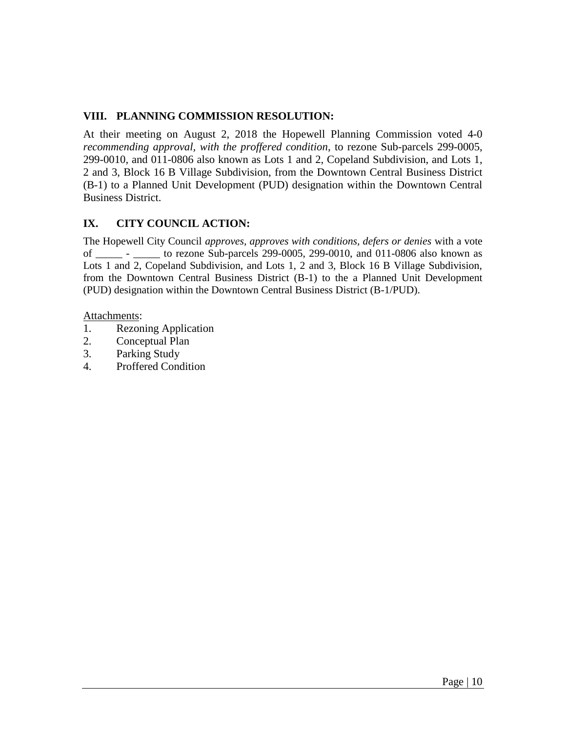## VIII. PLANNING COMMISSION RESOLUTION:

At their meeting on August 2, 2018 the Hopewell Planning Commission voted 4-0 *recommending approval, with the proffered condition*, to rezone Sub-parcels 299-0005, 299-0010, and 011-0806 also known as Lots 1 and 2, Copeland Subdivision, and Lots 1, 2 and 3, Block 16 B Village Subdivision, from the Downtown Central Business District (B-1) to a Planned Unit Development (PUD) designation within the Downtown Central Business District.

## IX. CITY COUNCIL ACTION:

The Hopewell City Council *approves, approves with conditions, defers or denies* with a vote of _____ - _____ to rezone Sub-parcels 299-0005, 299-0010, and 011-0806 also known as Lots 1 and 2, Copeland Subdivision, and Lots 1, 2 and 3, Block 16 B Village Subdivision, from the Downtown Central Business District (B-1) to the a Planned Unit Development (PUD) designation within the Downtown Central Business District (B-1/PUD).

<u>Attachments</u>:

1. Rezoning Application
2. Conceptual Plan
3. Parking Study
4. Proffered Condition